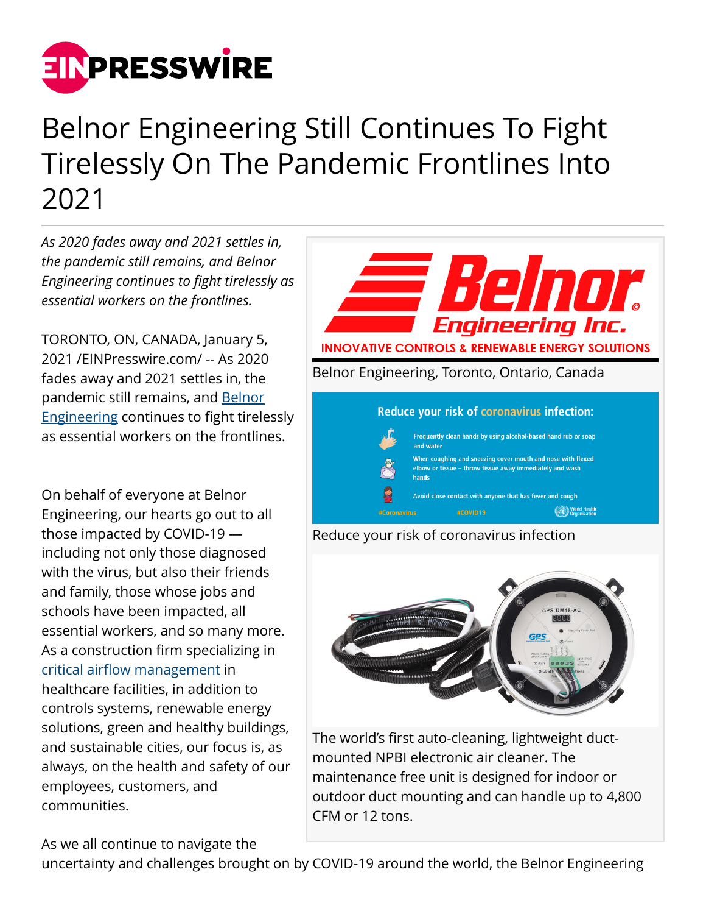# Belnor Engineering Still Continues To Fight Tirelessly On The Pandemic Frontlines Into 2021

*As 2020 fades away and 2021 settles in, the pandemic still remains, and Belnor Engineering continues to fight tirelessly as essential workers on the frontlines.*

TORONTO, ON, CANADA, January 5, 2021 /EINPresswire.com/ -- As 2020 fades away and 2021 settles in, the pandemic still remains, and Belnor Engineering continues to fight tirelessly as essential workers on the frontlines.

On behalf of everyone at Belnor Engineering, our hearts go out to all those impacted by COVID-19 — including not only those diagnosed with the virus, but also their friends and family, those whose jobs and schools have been impacted, all essential workers, and so many more. As a construction firm specializing in critical airflow management in healthcare facilities, in addition to controls systems, renewable energy solutions, green and healthy buildings, and sustainable cities, our focus is, as always, on the health and safety of our employees, customers, and communities.

Belnor Engineering, Toronto, Ontario, Canada

Reduce your risk of coronavirus infection

The world's first auto-cleaning, lightweight duct-mounted NPBI electronic air cleaner. The maintenance free unit is designed for indoor or outdoor duct mounting and can handle up to 4,800 CFM or 12 tons.

As we all continue to navigate the uncertainty and challenges brought on by COVID-19 around the world, the Belnor Engineering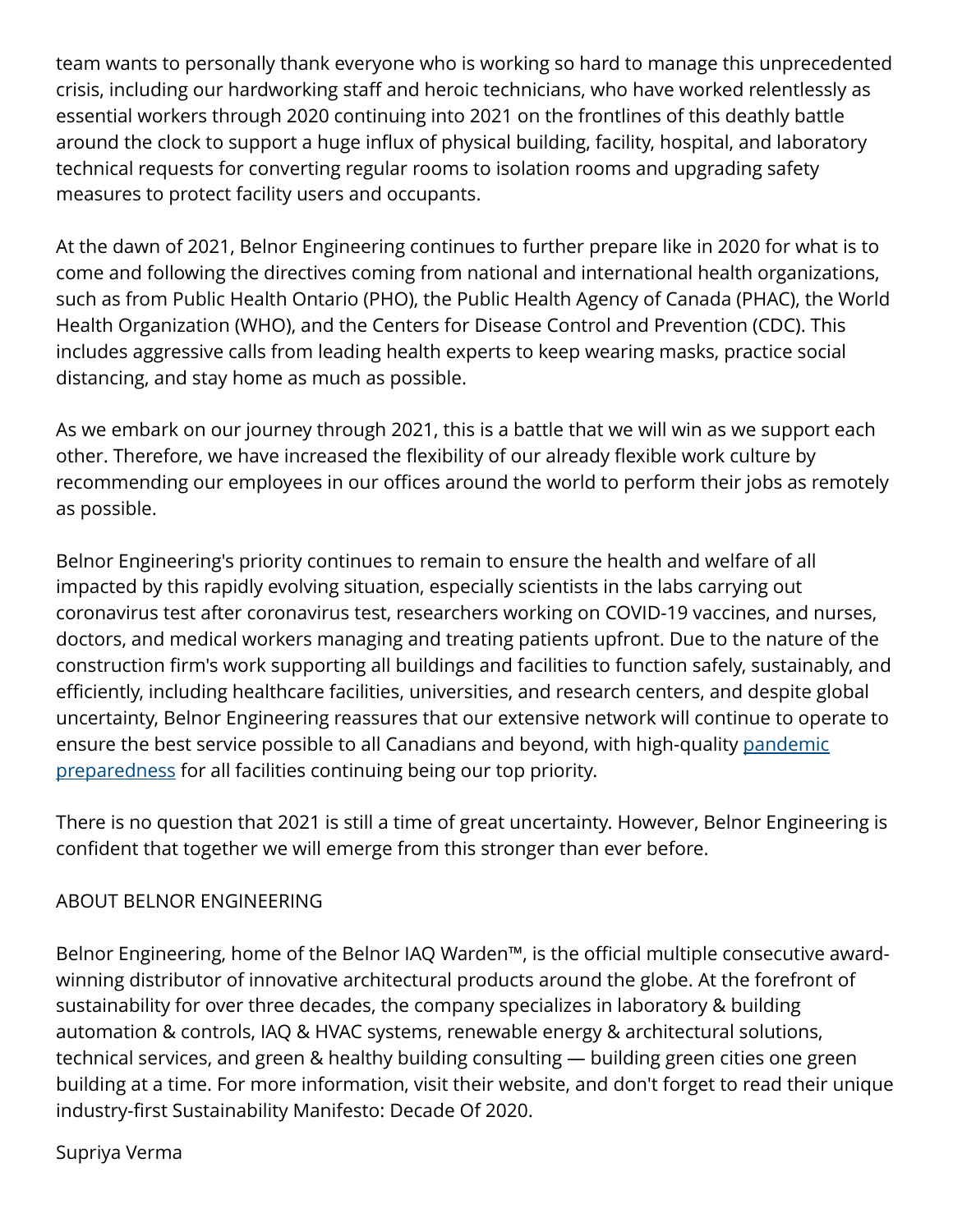team wants to personally thank everyone who is working so hard to manage this unprecedented crisis, including our hardworking staff and heroic technicians, who have worked relentlessly as essential workers through 2020 continuing into 2021 on the frontlines of this deathly battle around the clock to support a huge influx of physical building, facility, hospital, and laboratory technical requests for converting regular rooms to isolation rooms and upgrading safety measures to protect facility users and occupants.

At the dawn of 2021, Belnor Engineering continues to further prepare like in 2020 for what is to come and following the directives coming from national and international health organizations, such as from Public Health Ontario (PHO), the Public Health Agency of Canada (PHAC), the World Health Organization (WHO), and the Centers for Disease Control and Prevention (CDC). This includes aggressive calls from leading health experts to keep wearing masks, practice social distancing, and stay home as much as possible.

As we embark on our journey through 2021, this is a battle that we will win as we support each other. Therefore, we have increased the flexibility of our already flexible work culture by recommending our employees in our offices around the world to perform their jobs as remotely as possible.

Belnor Engineering's priority continues to remain to ensure the health and welfare of all impacted by this rapidly evolving situation, especially scientists in the labs carrying out coronavirus test after coronavirus test, researchers working on COVID-19 vaccines, and nurses, doctors, and medical workers managing and treating patients upfront. Due to the nature of the construction firm's work supporting all buildings and facilities to function safely, sustainably, and efficiently, including healthcare facilities, universities, and research centers, and despite global uncertainty, Belnor Engineering reassures that our extensive network will continue to operate to ensure the best service possible to all Canadians and beyond, with high-quality pandemic preparedness for all facilities continuing being our top priority.

There is no question that 2021 is still a time of great uncertainty. However, Belnor Engineering is confident that together we will emerge from this stronger than ever before.

ABOUT BELNOR ENGINEERING

Belnor Engineering, home of the Belnor IAQ Warden™, is the official multiple consecutive award-winning distributor of innovative architectural products around the globe. At the forefront of sustainability for over three decades, the company specializes in laboratory & building automation & controls, IAQ & HVAC systems, renewable energy & architectural solutions, technical services, and green & healthy building consulting — building green cities one green building at a time. For more information, visit their website, and don't forget to read their unique industry-first Sustainability Manifesto: Decade Of 2020.

Supriya Verma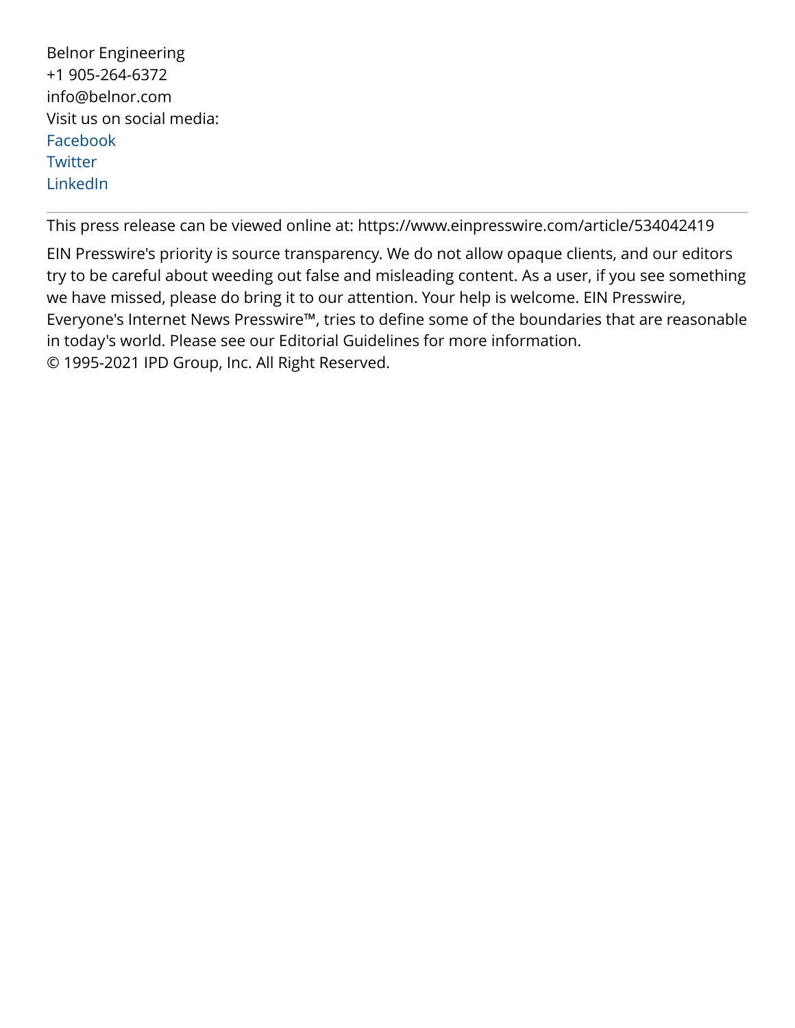Belnor Engineering
+1 905-264-6372
info@belnor.com
Visit us on social media:
Facebook
Twitter
LinkedIn

---

This press release can be viewed online at: https://www.einpresswire.com/article/534042419

EIN Presswire's priority is source transparency. We do not allow opaque clients, and our editors try to be careful about weeding out false and misleading content. As a user, if you see something we have missed, please do bring it to our attention. Your help is welcome. EIN Presswire, Everyone's Internet News Presswire™, tries to define some of the boundaries that are reasonable in today's world. Please see our Editorial Guidelines for more information.
© 1995-2021 IPD Group, Inc. All Right Reserved.